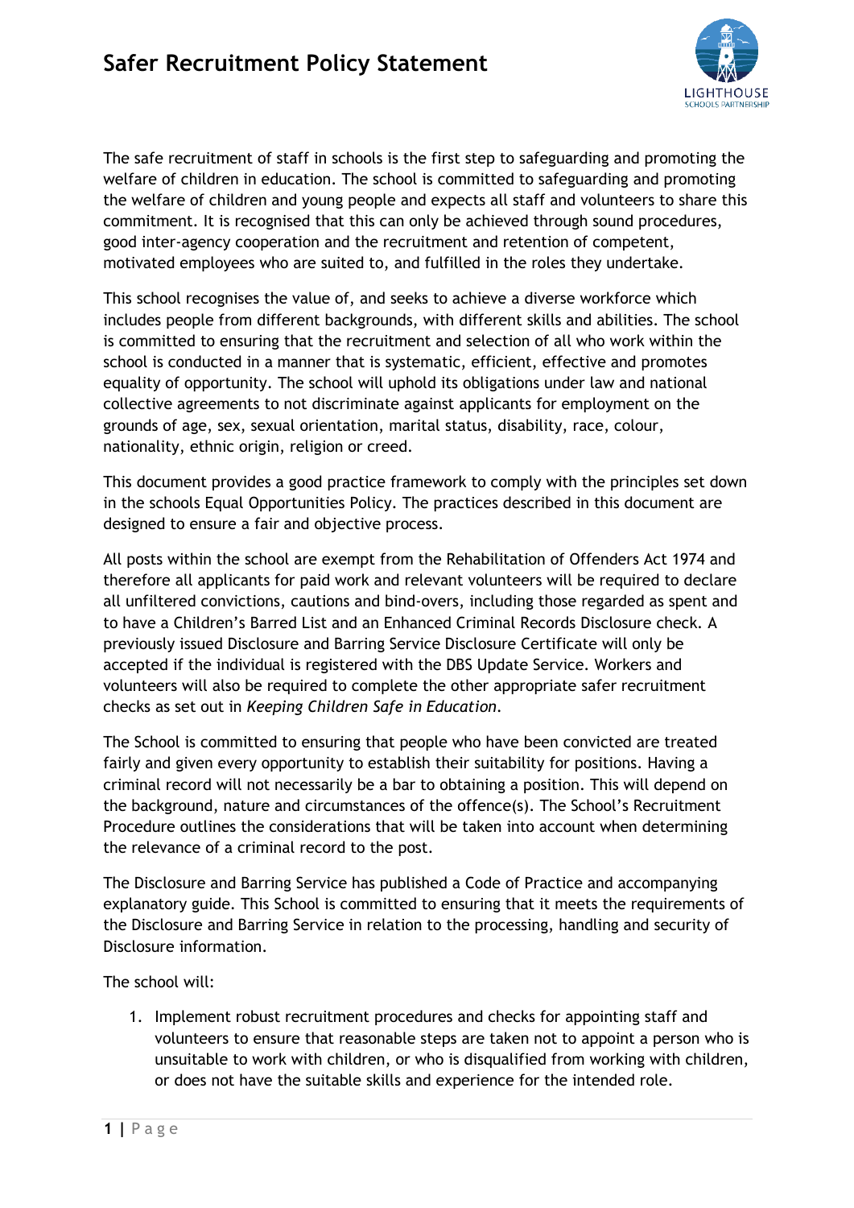# Safer Recruitment Policy Statement

The safe recruitment of staff in schools is the first step to safeguarding and promoting the welfare of children in education. The school is committed to safeguarding and promoting the welfare of children and young people and expects all staff and volunteers to share this commitment. It is recognised that this can only be achieved through sound procedures, good inter-agency cooperation and the recruitment and retention of competent, motivated employees who are suited to, and fulfilled in the roles they undertake.

This school recognises the value of, and seeks to achieve a diverse workforce which includes people from different backgrounds, with different skills and abilities. The school is committed to ensuring that the recruitment and selection of all who work within the school is conducted in a manner that is systematic, efficient, effective and promotes equality of opportunity. The school will uphold its obligations under law and national collective agreements to not discriminate against applicants for employment on the grounds of age, sex, sexual orientation, marital status, disability, race, colour, nationality, ethnic origin, religion or creed.

This document provides a good practice framework to comply with the principles set down in the schools Equal Opportunities Policy. The practices described in this document are designed to ensure a fair and objective process.

All posts within the school are exempt from the Rehabilitation of Offenders Act 1974 and therefore all applicants for paid work and relevant volunteers will be required to declare all unfiltered convictions, cautions and bind-overs, including those regarded as spent and to have a Children's Barred List and an Enhanced Criminal Records Disclosure check. A previously issued Disclosure and Barring Service Disclosure Certificate will only be accepted if the individual is registered with the DBS Update Service. Workers and volunteers will also be required to complete the other appropriate safer recruitment checks as set out in *Keeping Children Safe in Education*.

The School is committed to ensuring that people who have been convicted are treated fairly and given every opportunity to establish their suitability for positions. Having a criminal record will not necessarily be a bar to obtaining a position. This will depend on the background, nature and circumstances of the offence(s). The School's Recruitment Procedure outlines the considerations that will be taken into account when determining the relevance of a criminal record to the post.

The Disclosure and Barring Service has published a Code of Practice and accompanying explanatory guide. This School is committed to ensuring that it meets the requirements of the Disclosure and Barring Service in relation to the processing, handling and security of Disclosure information.

The school will:

1. Implement robust recruitment procedures and checks for appointing staff and volunteers to ensure that reasonable steps are taken not to appoint a person who is unsuitable to work with children, or who is disqualified from working with children, or does not have the suitable skills and experience for the intended role.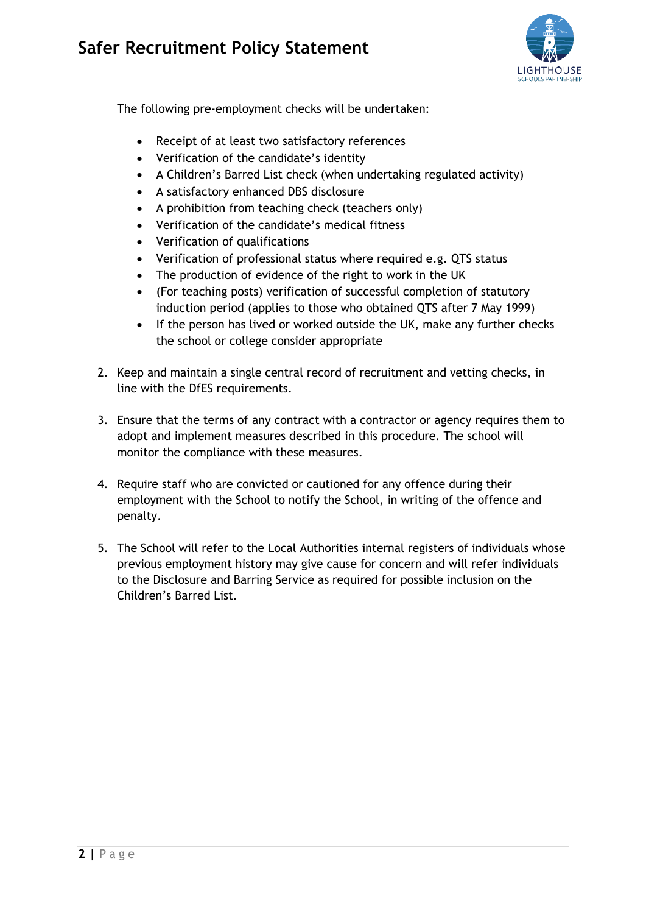The following pre-employment checks will be undertaken:

- Receipt of at least two satisfactory references
- Verification of the candidate's identity
- A Children's Barred List check (when undertaking regulated activity)
- A satisfactory enhanced DBS disclosure
- A prohibition from teaching check (teachers only)
- Verification of the candidate's medical fitness
- Verification of qualifications
- Verification of professional status where required e.g. QTS status
- The production of evidence of the right to work in the UK
- (For teaching posts) verification of successful completion of statutory induction period (applies to those who obtained QTS after 7 May 1999)
- If the person has lived or worked outside the UK, make any further checks the school or college consider appropriate

2. Keep and maintain a single central record of recruitment and vetting checks, in line with the DfES requirements.

3. Ensure that the terms of any contract with a contractor or agency requires them to adopt and implement measures described in this procedure. The school will monitor the compliance with these measures.

4. Require staff who are convicted or cautioned for any offence during their employment with the School to notify the School, in writing of the offence and penalty.

5. The School will refer to the Local Authorities internal registers of individuals whose previous employment history may give cause for concern and will refer individuals to the Disclosure and Barring Service as required for possible inclusion on the Children's Barred List.